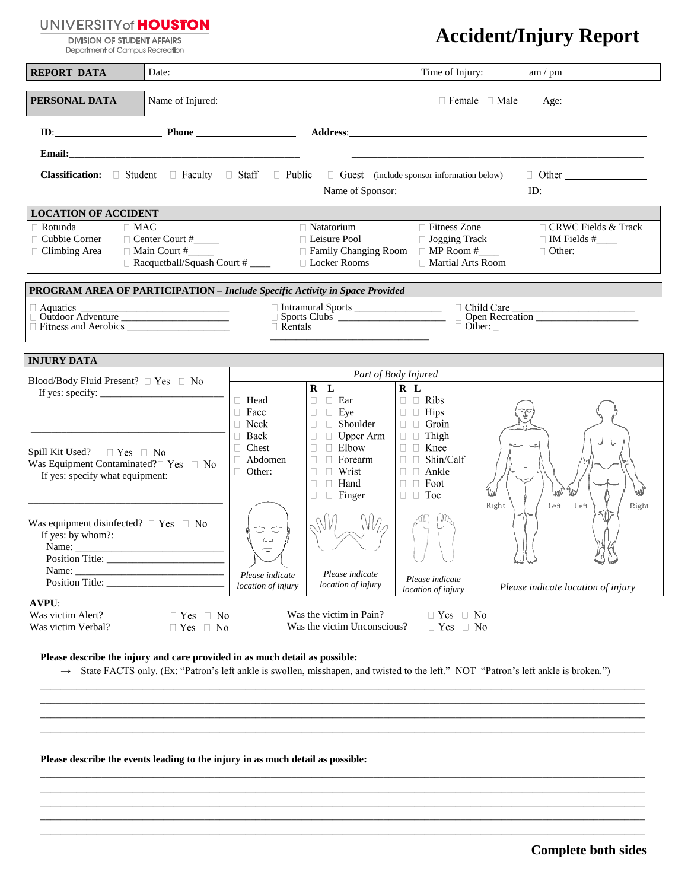UNIVERSITY of HOUSTON
DIVISION OF STUDENT AFFAIRS
Department of Campus Recreation

# Accident/Injury Report

| REPORT DATA | Date: | Time of Injury: am / pm |
|---|---|---|
| **PERSONAL DATA** | Name of Injured: | ☐ Female ☐ Male Age: |

**ID**:____________________ **Phone** ____________________ **Address**:________________________________________

**Email:**________________________________________ ________________________________________

**Classification:** ☐ Student ☐ Faculty ☐ Staff ☐ Public ☐ Guest (include sponsor information below) ☐ Other ____________

Name of Sponsor: ____________________ ID:____________

## LOCATION OF ACCIDENT

| | | | | |
|---|---|---|---|---|
| ☐ Rotunda | ☐ MAC | ☐ Natatorium | ☐ Fitness Zone | ☐ CRWC Fields & Track |
| ☐ Cubbie Corner | ☐ Center Court #_____ | ☐ Leisure Pool | ☐ Jogging Track | ☐ IM Fields #____ |
| ☐ Climbing Area | ☐ Main Court #_____ | ☐ Family Changing Room | ☐ MP Room #____ | ☐ Other: |
| | ☐ Racquetball/Squash Court # ____ | ☐ Locker Rooms | ☐ Martial Arts Room | |

## PROGRAM AREA OF PARTICIPATION – *Include Specific Activity in Space Provided*

| | | |
|---|---|---|
| ☐ Aquatics ____________________ | ☐ Intramural Sports ____________ | ☐ Child Care ____________________ |
| ☐ Outdoor Adventure ____________ | ☐ Sports Clubs ____________ | ☐ Open Recreation ____________ |
| ☐ Fitness and Aerobics ____________ | ☐ Rentals ____________________ | ☐ Other: _ |

## INJURY DATA

Blood/Body Fluid Present? ☐ Yes ☐ No
If yes: specify: ____________________
____________________________________

Spill Kit Used? ☐ Yes ☐ No
Was Equipment Contaminated? ☐ Yes ☐ No
If yes: specify what equipment:
____________________________________

Was equipment disinfected? ☐ Yes ☐ No
If yes: by whom?:
Name: ____________________
Position Title: ____________________
Name: ____________________
Position Title: ____________________

*Part of Body Injured*

| | R | L | | R | L | |
|---|---|---|---|---|---|---|
| ☐ Head | ☐ | ☐ | Ear | ☐ | ☐ | Ribs |
| ☐ Face | ☐ | ☐ | Eye | ☐ | ☐ | Hips |
| ☐ Neck | ☐ | ☐ | Shoulder | ☐ | ☐ | Groin |
| ☐ Back | ☐ | ☐ | Upper Arm | ☐ | ☐ | Thigh |
| ☐ Chest | ☐ | ☐ | Elbow | ☐ | ☐ | Knee |
| ☐ Abdomen | ☐ | ☐ | Forearm | ☐ | ☐ | Shin/Calf |
| ☐ Other: | ☐ | ☐ | Wrist | ☐ | ☐ | Ankle |
| | ☐ | ☐ | Hand | ☐ | ☐ | Foot |
| | ☐ | ☐ | Finger | ☐ | ☐ | Toe |

*Please indicate location of injury* | *Please indicate location of injury* | *Please indicate location of injury* | Right Left Left Right *Please indicate location of injury*

**AVPU**:

| | | | |
|---|---|---|---|
| Was victim Alert? | ☐ Yes ☐ No | Was the victim in Pain? | ☐ Yes ☐ No |
| Was victim Verbal? | ☐ Yes ☐ No | Was the victim Unconscious? | ☐ Yes ☐ No |

**Please describe the injury and care provided in as much detail as possible:**

→ State FACTS only. (Ex: "Patron's left ankle is swollen, misshapen, and twisted to the left." NOT "Patron's left ankle is broken.")

________________________________________________________________________________
________________________________________________________________________________
________________________________________________________________________________
________________________________________________________________________________

**Please describe the events leading to the injury in as much detail as possible:**

________________________________________________________________________________
________________________________________________________________________________
________________________________________________________________________________
________________________________________________________________________________
________________________________________________________________________________

**Complete both sides**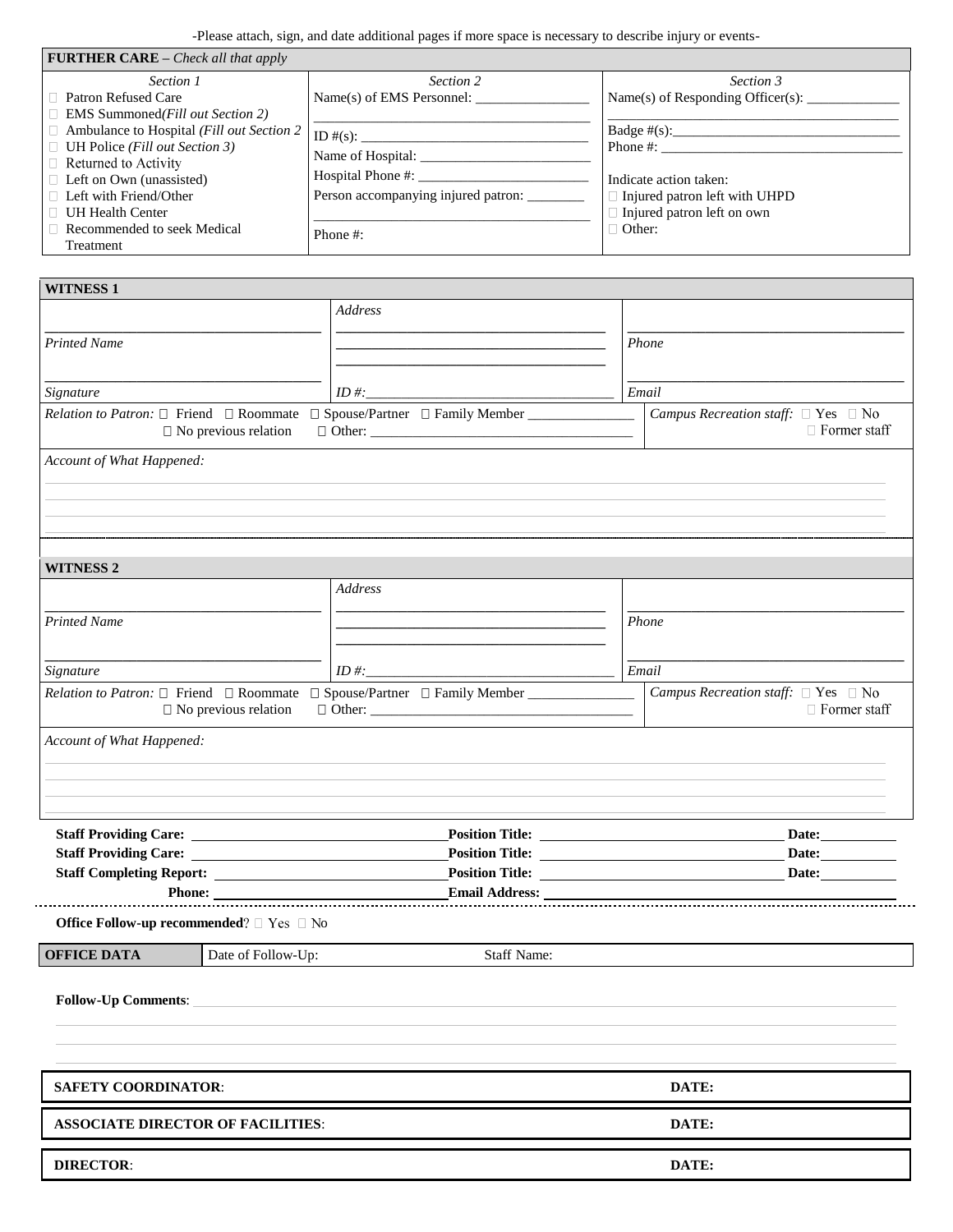-Please attach, sign, and date additional pages if more space is necessary to describe injury or events-

**FURTHER CARE** – *Check all that apply*

| *Section 1* | *Section 2* | *Section 3* |
|---|---|---|
| ☐ Patron Refused Care<br>☐ EMS Summoned *(Fill out Section 2)*<br>☐ Ambulance to Hospital *(Fill out Section 2)*<br>☐ UH Police *(Fill out Section 3)*<br>☐ Returned to Activity<br>☐ Left on Own (unassisted)<br>☐ Left with Friend/Other<br>☐ UH Health Center<br>☐ Recommended to seek Medical Treatment | Name(s) of EMS Personnel: ________________<br>______________________________________<br>ID #(s): ________________________________<br>Name of Hospital: ________________________<br>Hospital Phone #: ________________________<br>Person accompanying injured patron: ________<br>______________________________________<br>Phone #: | Name(s) of Responding Officer(s): _____________<br>______________________________________<br>Badge #(s):______________________________<br>Phone #: ________________________________<br><br>Indicate action taken:<br>☐ Injured patron left with UHPD<br>☐ Injured patron left on own<br>☐ Other: |

**WITNESS 1**

| | | |
|---|---|---|
| ______________________________<br>*Printed Name*<br><br>______________________________<br>*Signature* | *Address*<br>______________________________<br>______________________________<br><br>*ID #:*___________________________ | ______________________________<br>*Phone*<br><br>______________________________<br>*Email* |
| *Relation to Patron:* ☐ Friend ☐ Roommate ☐ Spouse/Partner ☐ Family Member _______________<br>☐ No previous relation ☐ Other: _____________________________________ | | *Campus Recreation staff:* ☐ Yes ☐ No<br>☐ Former staff |

*Account of What Happened:*

______________________________________________________________________________

______________________________________________________________________________

______________________________________________________________________________

**WITNESS 2**

| | | |
|---|---|---|
| ______________________________<br>*Printed Name*<br><br>______________________________<br>*Signature* | *Address*<br>______________________________<br>______________________________<br><br>*ID #:*___________________________ | ______________________________<br>*Phone*<br><br>______________________________<br>*Email* |
| *Relation to Patron:* ☐ Friend ☐ Roommate ☐ Spouse/Partner ☐ Family Member _______________<br>☐ No previous relation ☐ Other: _____________________________________ | | *Campus Recreation staff:* ☐ Yes ☐ No<br>☐ Former staff |

*Account of What Happened:*

______________________________________________________________________________

______________________________________________________________________________

______________________________________________________________________________

**Staff Providing Care:** ______________________ **Position Title:** ______________________ **Date:** __________

**Staff Providing Care:** ______________________ **Position Title:** ______________________ **Date:** __________

**Staff Completing Report:** ______________________ **Position Title:** ______________________ **Date:** __________

**Phone:** ______________________ **Email Address:** ______________________

**Office Follow-up recommended**? ☐ Yes ☐ No

| **OFFICE DATA** | Date of Follow-Up: | Staff Name: |
|---|---|---|

**Follow-Up Comments**: ______________________________________________________________

______________________________________________________________________________

______________________________________________________________________________

**SAFETY COORDINATOR**: **DATE:**

**ASSOCIATE DIRECTOR OF FACILITIES**: **DATE:**

**DIRECTOR**: **DATE:**